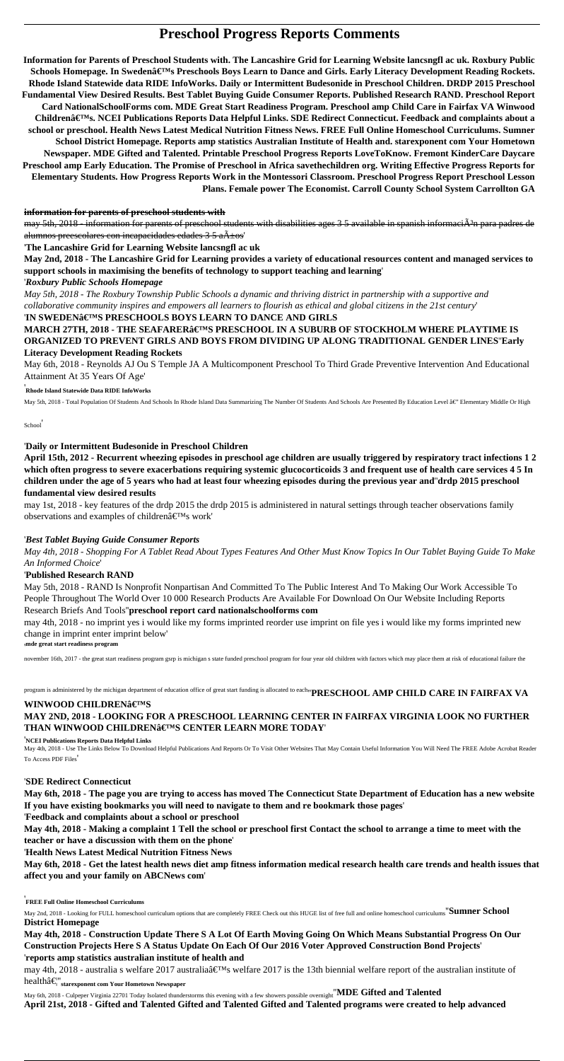# Preschool Progress Reports Comments

**Information for Parents of Preschool Students with. The Lancashire Grid for Learning Website lancsngfl ac uk. Roxbury Public Schools Homepage. In Sweden's Preschools Boys Learn to Dance and Girls. Early Literacy Development Reading Rockets. Rhode Island Statewide data RIDE InfoWorks. Daily or Intermittent Budesonide in Preschool Children. DRDP 2015 Preschool Fundamental View Desired Results. Best Tablet Buying Guide Consumer Reports. Published Research RAND. Preschool Report Card NationalSchoolForms com. MDE Great Start Readiness Program. Preschool amp Child Care in Fairfax VA Winwood Children's. NCEI Publications Reports Data Helpful Links. SDE Redirect Connecticut. Feedback and complaints about a school or preschool. Health News Latest Medical Nutrition Fitness News. FREE Full Online Homeschool Curriculums. Sumner School District Homepage. Reports amp statistics Australian Institute of Health and. starexponent com Your Hometown Newspaper. MDE Gifted and Talented. Printable Preschool Progress Reports LoveToKnow. Fremont KinderCare Daycare Preschool amp Early Education. The Promise of Preschool in Africa savethechildren org. Writing Effective Progress Reports for Elementary Students. How Progress Reports Work in the Montessori Classroom. Preschool Progress Report Preschool Lesson Plans. Female power The Economist. Carroll County School System Carrollton GA**

**information for parents of preschool students with**

may 5th, 2018 - information for parents of preschool students with disabilities ages 3 5 available in spanish informaciÃ³n para padres de alumnos preescolares con incapacidades edades 3 5 aÃ±os'

'**The Lancashire Grid for Learning Website lancsngfl ac uk**

**May 2nd, 2018 - The Lancashire Grid for Learning provides a variety of educational resources content and managed services to support schools in maximising the benefits of technology to support teaching and learning**'

'*Roxbury Public Schools Homepage*

*May 5th, 2018 - The Roxbury Township Public Schools a dynamic and thriving district in partnership with a supportive and collaborative community inspires and empowers all learners to flourish as ethical and global citizens in the 21st century*'

'**IN SWEDEN'S PRESCHOOLS BOYS LEARN TO DANCE AND GIRLS**

**MARCH 27TH, 2018 - THE SEAFARER'S PRESCHOOL IN A SUBURB OF STOCKHOLM WHERE PLAYTIME IS ORGANIZED TO PREVENT GIRLS AND BOYS FROM DIVIDING UP ALONG TRADITIONAL GENDER LINES**''**Early Literacy Development Reading Rockets**

May 6th, 2018 - Reynolds AJ Ou S Temple JA A Multicomponent Preschool To Third Grade Preventive Intervention And Educational Attainment At 35 Years Of Age'

'**Rhode Island Statewide Data RIDE InfoWorks**

May 5th, 2018 - Total Population Of Students And Schools In Rhode Island Data Summarizing The Number Of Students And Schools Are Presented By Education Level â€" Elementary Middle Or High School'

'**Daily or Intermittent Budesonide in Preschool Children**

**April 15th, 2012 - Recurrent wheezing episodes in preschool age children are usually triggered by respiratory tract infections 1 2 which often progress to severe exacerbations requiring systemic glucocorticoids 3 and frequent use of health care services 4 5 In children under the age of 5 years who had at least four wheezing episodes during the previous year and**''**drdp 2015 preschool fundamental view desired results**

may 1st, 2018 - key features of the drdp 2015 the drdp 2015 is administered in natural settings through teacher observations family observations and examples of children's work'

'*Best Tablet Buying Guide Consumer Reports*

*May 4th, 2018 - Shopping For A Tablet Read About Types Features And Other Must Know Topics In Our Tablet Buying Guide To Make An Informed Choice*'

'**Published Research RAND**

May 5th, 2018 - RAND Is Nonprofit Nonpartisan And Committed To The Public Interest And To Making Our Work Accessible To People Throughout The World Over 10 000 Research Products Are Available For Download On Our Website Including Reports Research Briefs And Tools''**preschool report card nationalschoolforms com**

may 4th, 2018 - no imprint yes i would like my forms imprinted reorder use imprint on file yes i would like my forms imprinted new change in imprint enter imprint below'

'**mde great start readiness program**

november 16th, 2017 - the great start readiness program gsrp is michigan s state funded preschool program for four year old children with factors which may place them at risk of educational failure the program is administered by the michigan department of education office of great start funding is allocated to each''**PRESCHOOL AMP CHILD CARE IN FAIRFAX VA WINWOOD CHILDREN'S**

**MAY 2ND, 2018 - LOOKING FOR A PRESCHOOL LEARNING CENTER IN FAIRFAX VIRGINIA LOOK NO FURTHER THAN WINWOOD CHILDREN'S CENTER LEARN MORE TODAY**'

'**NCEI Publications Reports Data Helpful Links**

May 4th, 2018 - Use The Links Below To Download Helpful Publications And Reports Or To Visit Other Websites That May Contain Useful Information You Will Need The FREE Adobe Acrobat Reader To Access PDF Files'

'**SDE Redirect Connecticut**

**May 6th, 2018 - The page you are trying to access has moved The Connecticut State Department of Education has a new website If you have existing bookmarks you will need to navigate to them and re bookmark those pages**'

'**Feedback and complaints about a school or preschool**

**May 4th, 2018 - Making a complaint 1 Tell the school or preschool first Contact the school to arrange a time to meet with the teacher or have a discussion with them on the phone**'

'**Health News Latest Medical Nutrition Fitness News**

**May 6th, 2018 - Get the latest health news diet amp fitness information medical research health care trends and health issues that affect you and your family on ABCNews com**'

'**FREE Full Online Homeschool Curriculums**

May 2nd, 2018 - Looking for FULL homeschool curriculum options that are completely FREE Check out this HUGE list of free full and online homeschool curriculums''**Sumner School District Homepage**

**May 4th, 2018 - Construction Update There S A Lot Of Earth Moving Going On Which Means Substantial Progress On Our Construction Projects Here S A Status Update On Each Of Our 2016 Voter Approved Construction Bond Projects**'

'**reports amp statistics australian institute of health and**

may 4th, 2018 - australia s welfare 2017 australia's welfare 2017 is the 13th biennial welfare report of the australian institute of healthâ€''**starexponent com Your Hometown Newspaper**

May 6th, 2018 - Culpeper Virginia 22701 Today Isolated thunderstorms this evening with a few showers possible overnight''**MDE Gifted and Talented**

**April 21st, 2018 - Gifted and Talented Gifted and Talented programs were created to help advanced**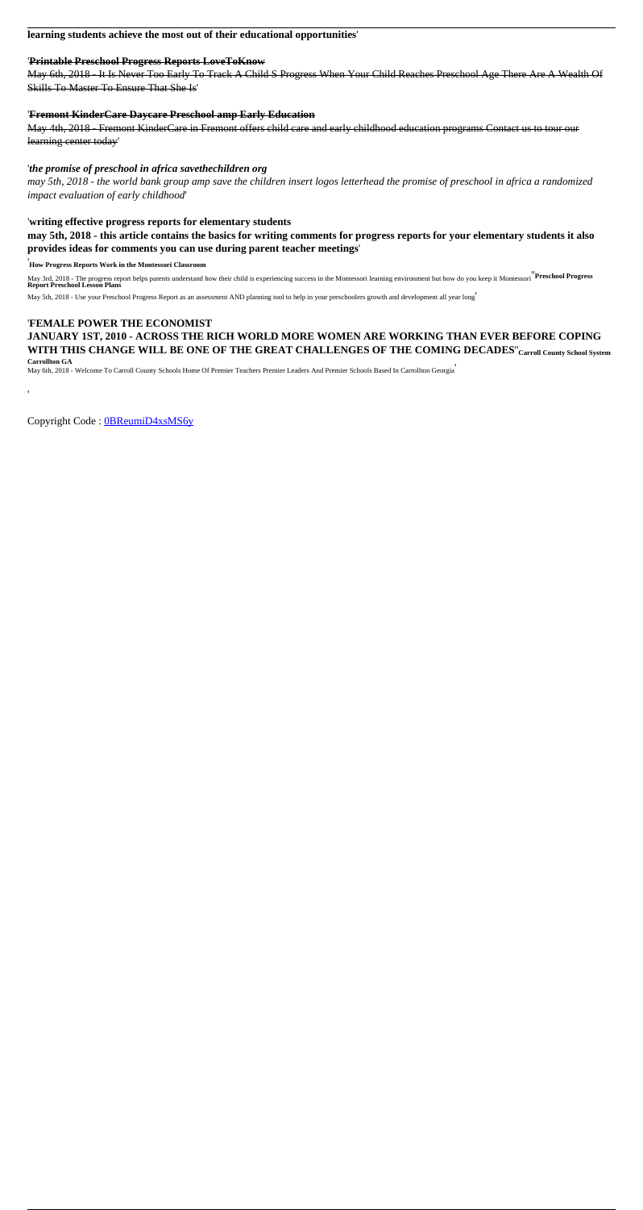**learning students achieve the most out of their educational opportunities**'

'**~~Printable Preschool Progress Reports LoveToKnow~~**
~~May 6th, 2018 - It Is Never Too Early To Track A Child S Progress When Your Child Reaches Preschool Age There Are A Wealth Of Skills To Master To Ensure That She Is~~'

'**~~Fremont KinderCare Daycare Preschool amp Early Education~~**
~~May 4th, 2018 - Fremont KinderCare in Fremont offers child care and early childhood education programs Contact us to tour our learning center today~~'

'***the promise of preschool in africa savethechildren org***
*may 5th, 2018 - the world bank group amp save the children insert logos letterhead the promise of preschool in africa a randomized impact evaluation of early childhood*'

'**writing effective progress reports for elementary students**
**may 5th, 2018 - this article contains the basics for writing comments for progress reports for your elementary students it also provides ideas for comments you can use during parent teacher meetings**'

'**How Progress Reports Work in the Montessori Classroom**
May 3rd, 2018 - The progress report helps parents understand how their child is experiencing success in the Montessori learning environment but how do you keep it Montessori''**Preschool Progress Report Preschool Lesson Plans**
May 5th, 2018 - Use your Preschool Progress Report as an assessment AND planning tool to help in your preschoolers growth and development all year long'

'**FEMALE POWER THE ECONOMIST**
**JANUARY 1ST, 2010 - ACROSS THE RICH WORLD MORE WOMEN ARE WORKING THAN EVER BEFORE COPING WITH THIS CHANGE WILL BE ONE OF THE GREAT CHALLENGES OF THE COMING DECADES**''**Carroll County School System Carrollton GA**
May 6th, 2018 - Welcome To Carroll County Schools Home Of Premier Teachers Premier Leaders And Premier Schools Based In Carrollton Georgia'

'

Copyright Code : 0BReumiD4xsMS6y